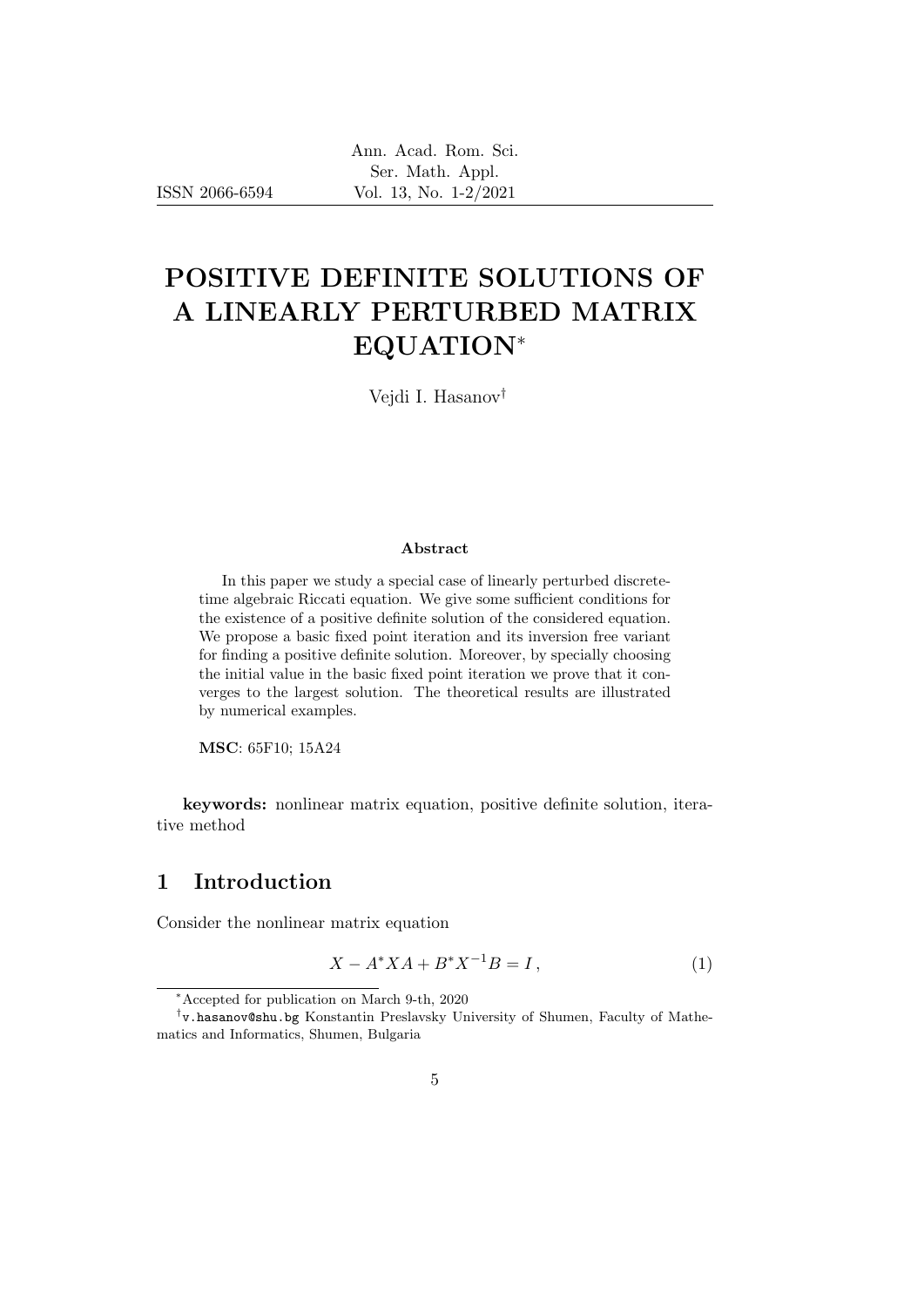# POSITIVE DEFINITE SOLUTIONS OF A LINEARLY PERTURBED MATRIX EQUATION*

Vejdi I. Hasanov[†]

**Abstract**

In this paper we study a special case of linearly perturbed discrete-time algebraic Riccati equation. We give some sufficient conditions for the existence of a positive definite solution of the considered equation. We propose a basic fixed point iteration and its inversion free variant for finding a positive definite solution. Moreover, by specially choosing the initial value in the basic fixed point iteration we prove that it converges to the largest solution. The theoretical results are illustrated by numerical examples.

**MSC**: 65F10; 15A24

**keywords:** nonlinear matrix equation, positive definite solution, iterative method

## 1 Introduction

Consider the nonlinear matrix equation

$$X - A^* X A + B^* X^{-1} B = I \,, \tag{1}$$

---

*Accepted for publication on March 9-th, 2020

[†]v.hasanov@shu.bg Konstantin Preslavsky University of Shumen, Faculty of Mathematics and Informatics, Shumen, Bulgaria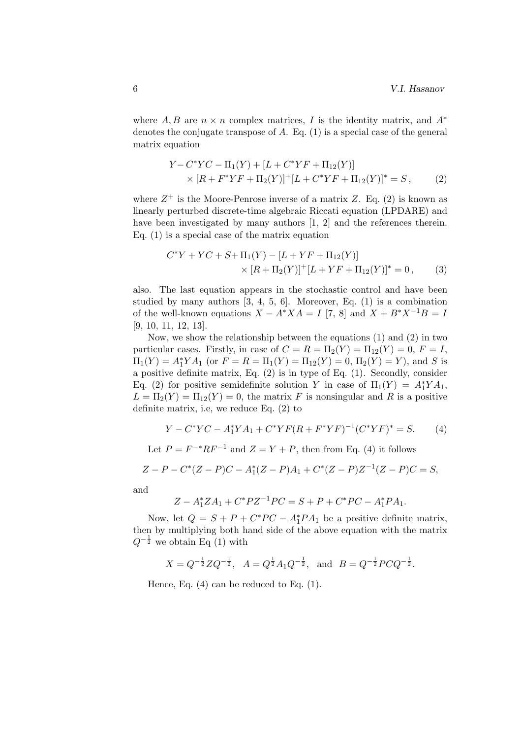where $A, B$ are $n \times n$ complex matrices, $I$ is the identity matrix, and $A^*$ denotes the conjugate transpose of $A$. Eq. (1) is a special case of the general matrix equation

$$Y - C^*YC - \Pi_1(Y) + [L + C^*YF + \Pi_{12}(Y)] \\ \times [R + F^*YF + \Pi_2(Y)]^+ [L + C^*YF + \Pi_{12}(Y)]^* = S\,, \qquad (2)$$

where $Z^+$ is the Moore-Penrose inverse of a matrix $Z$. Eq. (2) is known as linearly perturbed discrete-time algebraic Riccati equation (LPDARE) and have been investigated by many authors [1, 2] and the references therein. Eq. (1) is a special case of the matrix equation

$$C^*Y + YC + S + \Pi_1(Y) - [L + YF + \Pi_{12}(Y)] \\ \times [R + \Pi_2(Y)]^+ [L + YF + \Pi_{12}(Y)]^* = 0\,, \qquad (3)$$

also. The last equation appears in the stochastic control and have been studied by many authors [3, 4, 5, 6]. Moreover, Eq. (1) is a combination of the well-known equations $X - A^*XA = I$ [7, 8] and $X + B^*X^{-1}B = I$ [9, 10, 11, 12, 13].

Now, we show the relationship between the equations (1) and (2) in two particular cases. Firstly, in case of $C = R = \Pi_2(Y) = \Pi_{12}(Y) = 0$, $F = I$, $\Pi_1(Y) = A_1^*YA_1$ (or $F = R = \Pi_1(Y) = \Pi_{12}(Y) = 0$, $\Pi_2(Y) = Y$), and $S$ is a positive definite matrix, Eq. (2) is in type of Eq. (1). Secondly, consider Eq. (2) for positive semidefinite solution $Y$ in case of $\Pi_1(Y) = A_1^*YA_1$, $L = \Pi_2(Y) = \Pi_{12}(Y) = 0$, the matrix $F$ is nonsingular and $R$ is a positive definite matrix, i.e, we reduce Eq. (2) to

$$Y - C^*YC - A_1^*YA_1 + C^*YF(R + F^*YF)^{-1}(C^*YF)^* = S. \qquad (4)$$

Let $P = F^{-*}RF^{-1}$ and $Z = Y + P$, then from Eq. (4) it follows

$$Z - P - C^*(Z - P)C - A_1^*(Z - P)A_1 + C^*(Z - P)Z^{-1}(Z - P)C = S,$$

and

$$Z - A_1^*ZA_1 + C^*PZ^{-1}PC = S + P + C^*PC - A_1^*PA_1.$$

Now, let $Q = S + P + C^*PC - A_1^*PA_1$ be a positive definite matrix, then by multiplying both hand side of the above equation with the matrix $Q^{-\frac{1}{2}}$ we obtain Eq (1) with

$$X = Q^{-\frac{1}{2}}ZQ^{-\frac{1}{2}}, \quad A = Q^{\frac{1}{2}}A_1Q^{-\frac{1}{2}}, \quad \text{and} \quad B = Q^{-\frac{1}{2}}PCQ^{-\frac{1}{2}}.$$

Hence, Eq. (4) can be reduced to Eq. (1).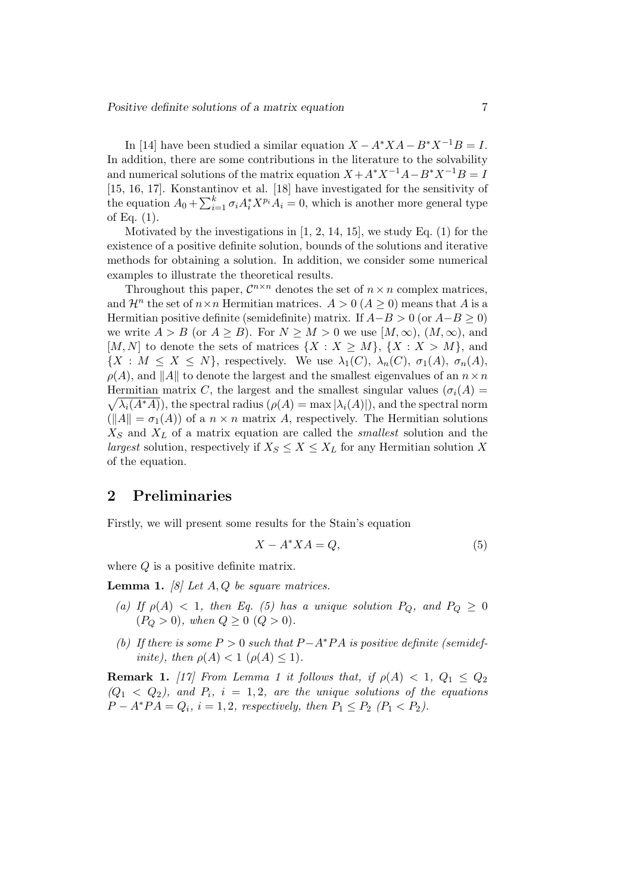In [14] have been studied a similar equation $X - A^*XA - B^*X^{-1}B = I$. In addition, there are some contributions in the literature to the solvability and numerical solutions of the matrix equation $X + A^*X^{-1}A - B^*X^{-1}B = I$ [15, 16, 17]. Konstantinov et al. [18] have investigated for the sensitivity of the equation $A_0 + \sum_{i=1}^{k} \sigma_i A_i^* X^{p_i} A_i = 0$, which is another more general type of Eq. (1).

Motivated by the investigations in [1, 2, 14, 15], we study Eq. (1) for the existence of a positive definite solution, bounds of the solutions and iterative methods for obtaining a solution. In addition, we consider some numerical examples to illustrate the theoretical results.

Throughout this paper, $\mathcal{C}^{n\times n}$ denotes the set of $n \times n$ complex matrices, and $\mathcal{H}^n$ the set of $n\times n$ Hermitian matrices. $A > 0$ ($A \geq 0$) means that $A$ is a Hermitian positive definite (semidefinite) matrix. If $A-B > 0$ (or $A-B \geq 0$) we write $A > B$ (or $A \geq B$). For $N \geq M > 0$ we use $[M, \infty)$, $(M, \infty)$, and $[M, N]$ to denote the sets of matrices $\{X : X \geq M\}$, $\{X : X > M\}$, and $\{X : M \leq X \leq N\}$, respectively. We use $\lambda_1(C)$, $\lambda_n(C)$, $\sigma_1(A)$, $\sigma_n(A)$, $\rho(A)$, and $\|A\|$ to denote the largest and the smallest eigenvalues of an $n \times n$ Hermitian matrix $C$, the largest and the smallest singular values ($\sigma_i(A) = \sqrt{\lambda_i(A^*A)}$), the spectral radius ($\rho(A) = \max |\lambda_i(A)|$), and the spectral norm ($\|A\| = \sigma_1(A)$) of a $n \times n$ matrix $A$, respectively. The Hermitian solutions $X_S$ and $X_L$ of a matrix equation are called the *smallest* solution and the *largest* solution, respectively if $X_S \leq X \leq X_L$ for any Hermitian solution $X$ of the equation.

## 2 Preliminaries

Firstly, we will present some results for the Stain's equation

$$X - A^*XA = Q, \tag{5}$$

where $Q$ is a positive definite matrix.

**Lemma 1.** *[8] Let $A, Q$ be square matrices.*

*(a) If $\rho(A) < 1$, then Eq. (5) has a unique solution $P_Q$, and $P_Q \geq 0$ ($P_Q > 0$), when $Q \geq 0$ ($Q > 0$).*

*(b) If there is some $P > 0$ such that $P - A^*PA$ is positive definite (semidefinite), then $\rho(A) < 1$ ($\rho(A) \leq 1$).*

**Remark 1.** *[17] From Lemma 1 it follows that, if $\rho(A) < 1$, $Q_1 \leq Q_2$ ($Q_1 < Q_2$), and $P_i$, $i = 1, 2$, are the unique solutions of the equations $P - A^*PA = Q_i$, $i = 1, 2$, respectively, then $P_1 \leq P_2$ ($P_1 < P_2$).*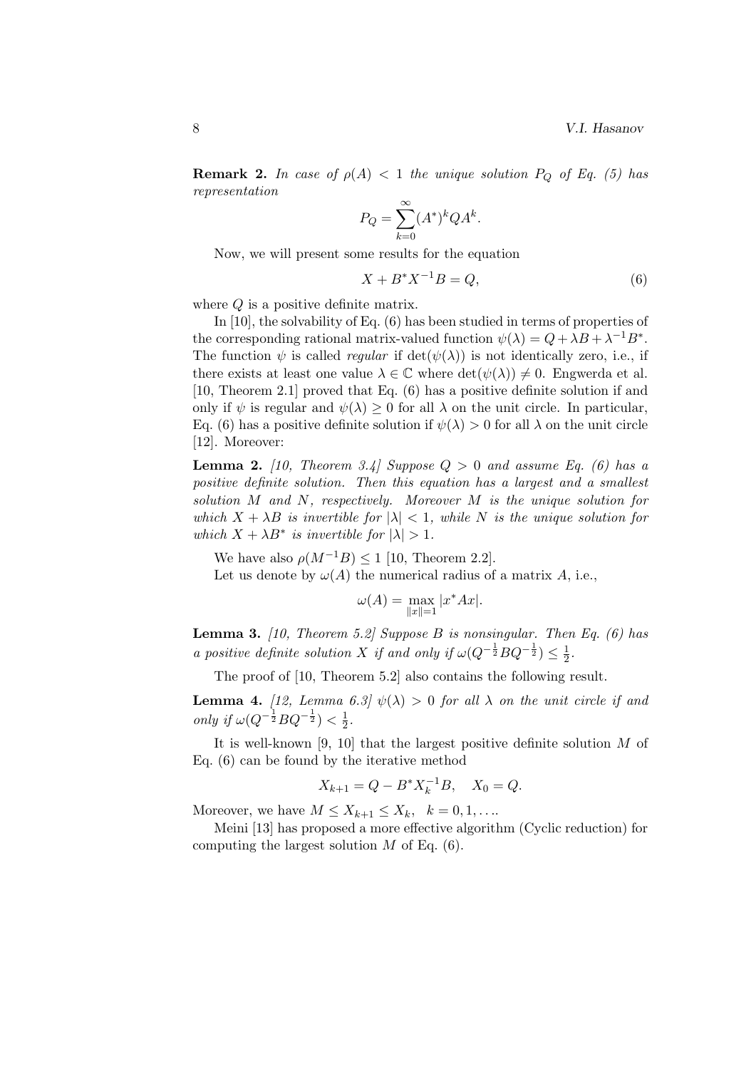**Remark 2.** *In case of $\rho(A) < 1$ the unique solution $P_Q$ of Eq. (5) has representation*

$$P_Q = \sum_{k=0}^{\infty} (A^*)^k Q A^k.$$

Now, we will present some results for the equation

$$X + B^* X^{-1} B = Q, \tag{6}$$

where $Q$ is a positive definite matrix.

In [10], the solvability of Eq. (6) has been studied in terms of properties of the corresponding rational matrix-valued function $\psi(\lambda) = Q + \lambda B + \lambda^{-1} B^*$. The function $\psi$ is called *regular* if $\det(\psi(\lambda))$ is not identically zero, i.e., if there exists at least one value $\lambda \in \mathbb{C}$ where $\det(\psi(\lambda)) \neq 0$. Engwerda et al. [10, Theorem 2.1] proved that Eq. (6) has a positive definite solution if and only if $\psi$ is regular and $\psi(\lambda) \geq 0$ for all $\lambda$ on the unit circle. In particular, Eq. (6) has a positive definite solution if $\psi(\lambda) > 0$ for all $\lambda$ on the unit circle [12]. Moreover:

**Lemma 2.** *[10, Theorem 3.4] Suppose $Q > 0$ and assume Eq. (6) has a positive definite solution. Then this equation has a largest and a smallest solution $M$ and $N$, respectively. Moreover $M$ is the unique solution for which $X + \lambda B$ is invertible for $|\lambda| < 1$, while $N$ is the unique solution for which $X + \lambda B^*$ is invertible for $|\lambda| > 1$.*

We have also $\rho(M^{-1}B) \leq 1$ [10, Theorem 2.2].

Let us denote by $\omega(A)$ the numerical radius of a matrix $A$, i.e.,

$$\omega(A) = \max_{\|x\|=1} |x^* A x|.$$

**Lemma 3.** *[10, Theorem 5.2] Suppose $B$ is nonsingular. Then Eq. (6) has a positive definite solution $X$ if and only if $\omega(Q^{-\frac{1}{2}} B Q^{-\frac{1}{2}}) \leq \frac{1}{2}$.*

The proof of [10, Theorem 5.2] also contains the following result.

**Lemma 4.** *[12, Lemma 6.3] $\psi(\lambda) > 0$ for all $\lambda$ on the unit circle if and only if $\omega(Q^{-\frac{1}{2}} B Q^{-\frac{1}{2}}) < \frac{1}{2}$.*

It is well-known [9, 10] that the largest positive definite solution $M$ of Eq. (6) can be found by the iterative method

$$X_{k+1} = Q - B^* X_k^{-1} B, \quad X_0 = Q.$$

Moreover, we have $M \leq X_{k+1} \leq X_k, \quad k = 0, 1, \ldots$.

Meini [13] has proposed a more effective algorithm (Cyclic reduction) for computing the largest solution $M$ of Eq. (6).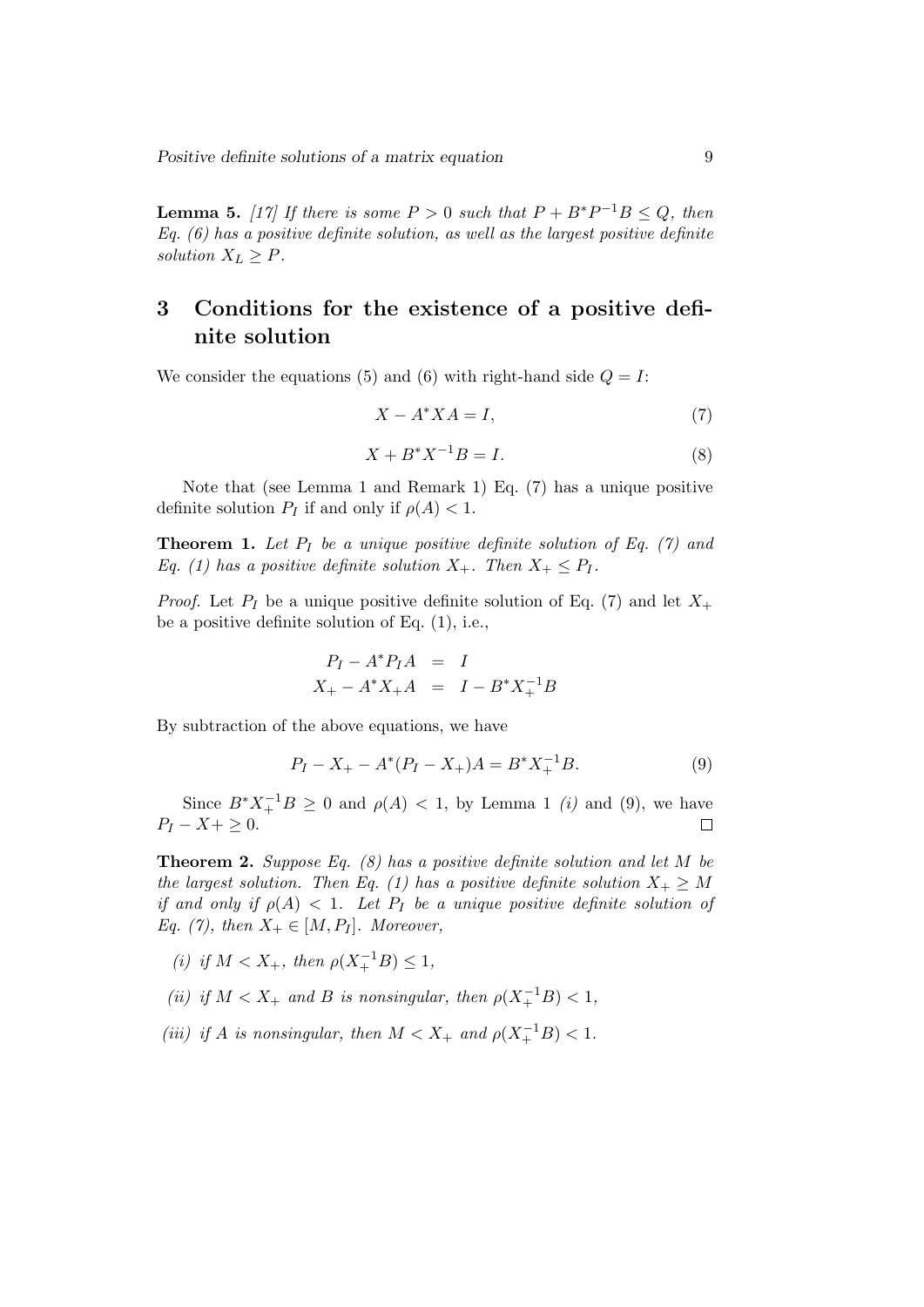**Lemma 5.** *[17] If there is some $P > 0$ such that $P + B^*P^{-1}B \leq Q$, then Eq. (6) has a positive definite solution, as well as the largest positive definite solution $X_L \geq P$.*

## 3 Conditions for the existence of a positive definite solution

We consider the equations (5) and (6) with right-hand side $Q = I$:

$$X - A^*XA = I, \tag{7}$$

$$X + B^*X^{-1}B = I. \tag{8}$$

Note that (see Lemma 1 and Remark 1) Eq. (7) has a unique positive definite solution $P_I$ if and only if $\rho(A) < 1$.

**Theorem 1.** *Let $P_I$ be a unique positive definite solution of Eq. (7) and Eq. (1) has a positive definite solution $X_+$. Then $X_+ \leq P_I$.*

*Proof.* Let $P_I$ be a unique positive definite solution of Eq. (7) and let $X_+$ be a positive definite solution of Eq. (1), i.e.,

$$\begin{aligned} P_I - A^*P_IA &= I \\ X_+ - A^*X_+A &= I - B^*X_+^{-1}B \end{aligned}$$

By subtraction of the above equations, we have

$$P_I - X_+ - A^*(P_I - X_+)A = B^*X_+^{-1}B. \tag{9}$$

Since $B^*X_+^{-1}B \geq 0$ and $\rho(A) < 1$, by Lemma 1 *(i)* and (9), we have $P_I - X+ \geq 0$. □

**Theorem 2.** *Suppose Eq. (8) has a positive definite solution and let $M$ be the largest solution. Then Eq. (1) has a positive definite solution $X_+ \geq M$ if and only if $\rho(A) < 1$. Let $P_I$ be a unique positive definite solution of Eq. (7), then $X_+ \in [M, P_I]$. Moreover,*

*(i) if $M < X_+$, then $\rho(X_+^{-1}B) \leq 1$,*

*(ii) if $M < X_+$ and $B$ is nonsingular, then $\rho(X_+^{-1}B) < 1$,*

*(iii) if $A$ is nonsingular, then $M < X_+$ and $\rho(X_+^{-1}B) < 1$.*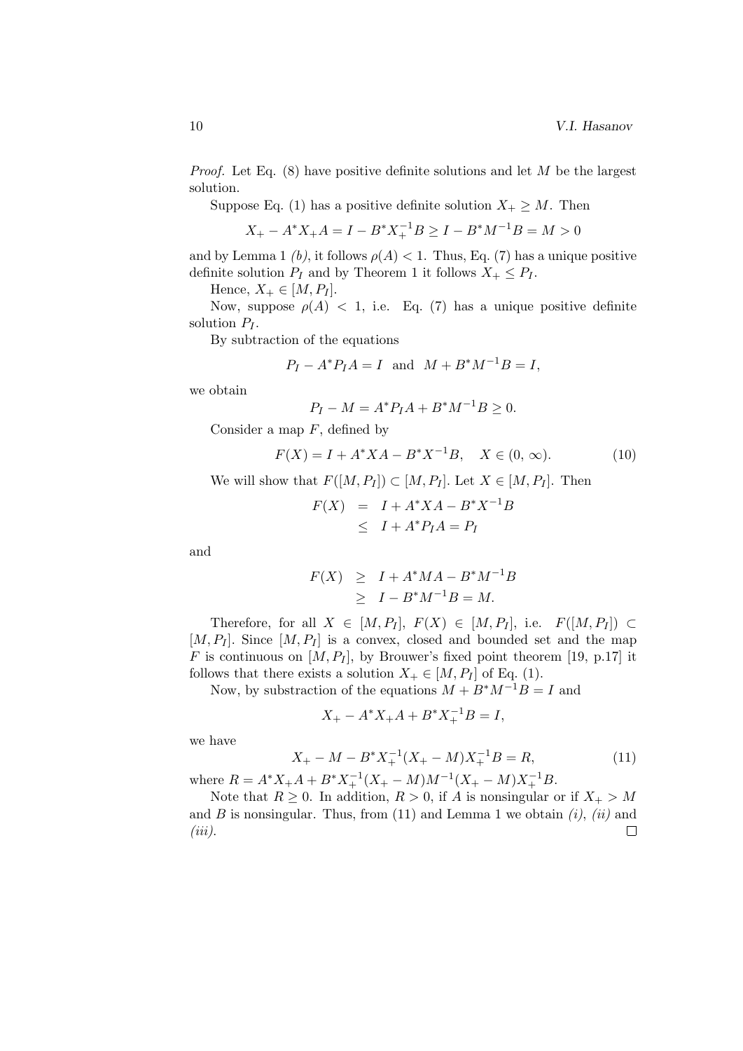*Proof.* Let Eq. (8) have positive definite solutions and let $M$ be the largest solution.

Suppose Eq. (1) has a positive definite solution $X_+ \geq M$. Then

$$X_+ - A^* X_+ A = I - B^* X_+^{-1} B \geq I - B^* M^{-1} B = M > 0$$

and by Lemma 1 *(b)*, it follows $\rho(A) < 1$. Thus, Eq. (7) has a unique positive definite solution $P_I$ and by Theorem 1 it follows $X_+ \leq P_I$.

Hence, $X_+ \in [M, P_I]$.

Now, suppose $\rho(A) < 1$, i.e. Eq. (7) has a unique positive definite solution $P_I$.

By subtraction of the equations

$$P_I - A^* P_I A = I \quad \text{and} \quad M + B^* M^{-1} B = I,$$

we obtain

$$P_I - M = A^* P_I A + B^* M^{-1} B \geq 0.$$

Consider a map $F$, defined by

$$F(X) = I + A^* X A - B^* X^{-1} B, \quad X \in (0, \infty). \tag{10}$$

We will show that $F([M, P_I]) \subset [M, P_I]$. Let $X \in [M, P_I]$. Then

$$\begin{aligned} F(X) &= I + A^* X A - B^* X^{-1} B \\ &\leq I + A^* P_I A = P_I \end{aligned}$$

and

$$\begin{aligned} F(X) &\geq I + A^* M A - B^* M^{-1} B \\ &\geq I - B^* M^{-1} B = M. \end{aligned}$$

Therefore, for all $X \in [M, P_I]$, $F(X) \in [M, P_I]$, i.e. $F([M, P_I]) \subset [M, P_I]$. Since $[M, P_I]$ is a convex, closed and bounded set and the map $F$ is continuous on $[M, P_I]$, by Brouwer's fixed point theorem [19, p.17] it follows that there exists a solution $X_+ \in [M, P_I]$ of Eq. (1).

Now, by substraction of the equations $M + B^* M^{-1} B = I$ and

$$X_+ - A^* X_+ A + B^* X_+^{-1} B = I,$$

we have

$$X_+ - M - B^* X_+^{-1} (X_+ - M) X_+^{-1} B = R, \tag{11}$$

where $R = A^* X_+ A + B^* X_+^{-1} (X_+ - M) M^{-1} (X_+ - M) X_+^{-1} B$.

Note that $R \geq 0$. In addition, $R > 0$, if $A$ is nonsingular or if $X_+ > M$ and $B$ is nonsingular. Thus, from (11) and Lemma 1 we obtain *(i)*, *(ii)* and *(iii)*. □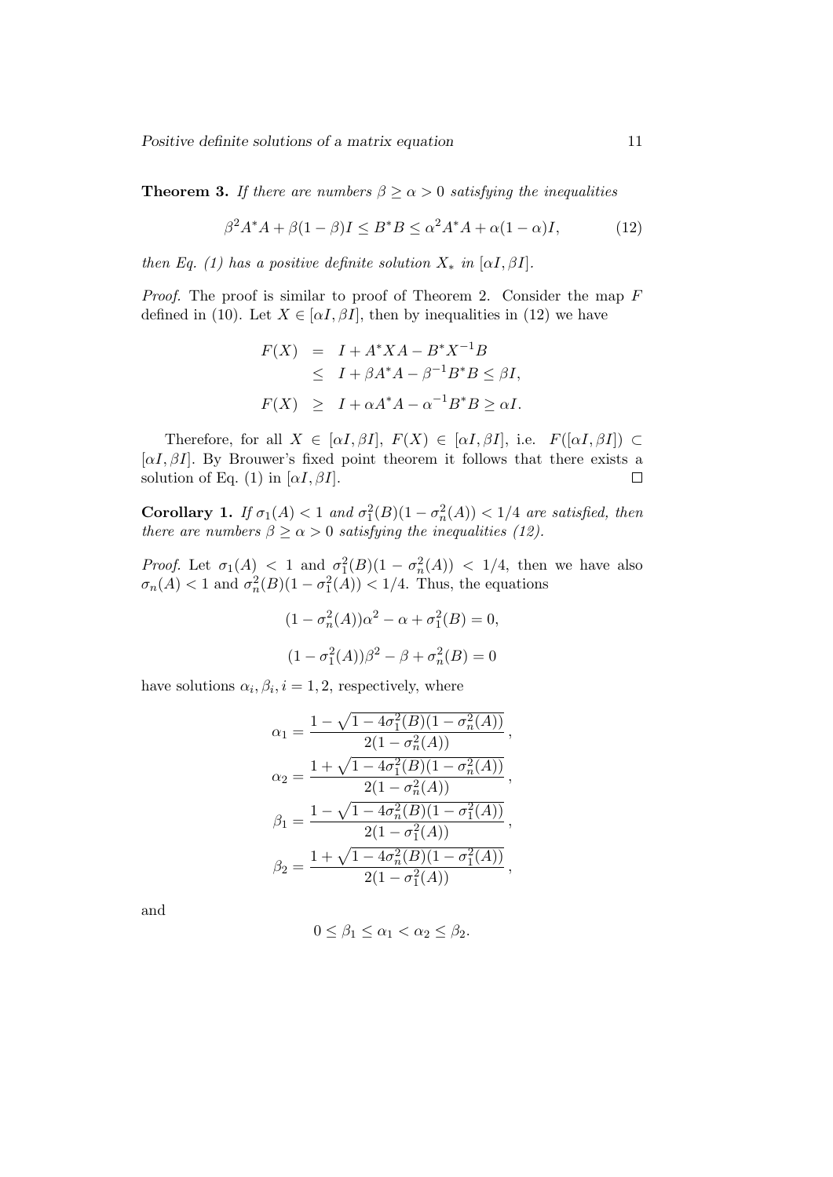**Theorem 3.** *If there are numbers $\beta \geq \alpha > 0$ satisfying the inequalities*

$$\beta^2 A^*A + \beta(1-\beta)I \leq B^*B \leq \alpha^2 A^*A + \alpha(1-\alpha)I, \tag{12}$$

*then Eq. (1) has a positive definite solution $X_*$ in $[\alpha I, \beta I]$.*

*Proof.* The proof is similar to proof of Theorem 2. Consider the map $F$ defined in (10). Let $X \in [\alpha I, \beta I]$, then by inequalities in (12) we have

$$\begin{aligned}
F(X) &= I + A^*XA - B^*X^{-1}B \\
&\leq I + \beta A^*A - \beta^{-1}B^*B \leq \beta I, \\
F(X) &\geq I + \alpha A^*A - \alpha^{-1}B^*B \geq \alpha I.
\end{aligned}$$

Therefore, for all $X \in [\alpha I, \beta I]$, $F(X) \in [\alpha I, \beta I]$, i.e. $F([\alpha I, \beta I]) \subset [\alpha I, \beta I]$. By Brouwer's fixed point theorem it follows that there exists a solution of Eq. (1) in $[\alpha I, \beta I]$. $\square$

**Corollary 1.** *If $\sigma_1(A) < 1$ and $\sigma_1^2(B)(1 - \sigma_n^2(A)) < 1/4$ are satisfied, then there are numbers $\beta \geq \alpha > 0$ satisfying the inequalities (12).*

*Proof.* Let $\sigma_1(A) < 1$ and $\sigma_1^2(B)(1 - \sigma_n^2(A)) < 1/4$, then we have also $\sigma_n(A) < 1$ and $\sigma_n^2(B)(1 - \sigma_1^2(A)) < 1/4$. Thus, the equations

$$(1 - \sigma_n^2(A))\alpha^2 - \alpha + \sigma_1^2(B) = 0,$$

$$(1 - \sigma_1^2(A))\beta^2 - \beta + \sigma_n^2(B) = 0$$

have solutions $\alpha_i, \beta_i, i = 1, 2$, respectively, where

$$\alpha_1 = \frac{1 - \sqrt{1 - 4\sigma_1^2(B)(1 - \sigma_n^2(A))}}{2(1 - \sigma_n^2(A))},$$

$$\alpha_2 = \frac{1 + \sqrt{1 - 4\sigma_1^2(B)(1 - \sigma_n^2(A))}}{2(1 - \sigma_n^2(A))},$$

$$\beta_1 = \frac{1 - \sqrt{1 - 4\sigma_n^2(B)(1 - \sigma_1^2(A))}}{2(1 - \sigma_1^2(A))},$$

$$\beta_2 = \frac{1 + \sqrt{1 - 4\sigma_n^2(B)(1 - \sigma_1^2(A))}}{2(1 - \sigma_1^2(A))},$$

and

$$0 \leq \beta_1 \leq \alpha_1 < \alpha_2 \leq \beta_2.$$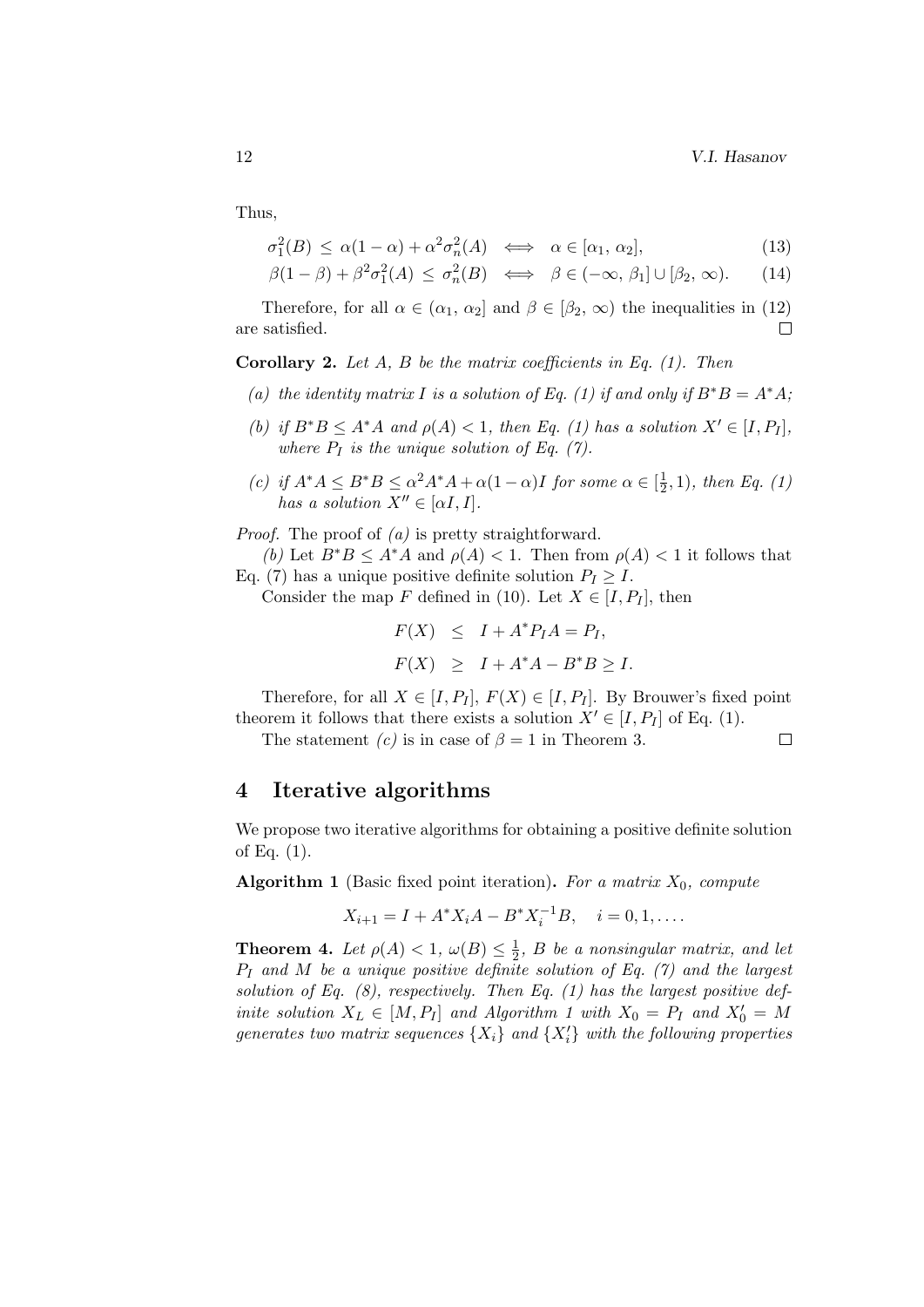Thus,

$$\sigma_1^2(B) \le \alpha(1-\alpha) + \alpha^2\sigma_n^2(A) \iff \alpha \in [\alpha_1,\, \alpha_2], \tag{13}$$

$$\beta(1-\beta) + \beta^2\sigma_1^2(A) \le \sigma_n^2(B) \iff \beta \in (-\infty,\, \beta_1] \cup [\beta_2,\, \infty). \tag{14}$$

Therefore, for all $\alpha \in (\alpha_1,\, \alpha_2]$ and $\beta \in [\beta_2,\, \infty)$ the inequalities in (12) are satisfied. □

**Corollary 2.** *Let $A$, $B$ be the matrix coefficients in Eq. (1). Then*

- *(a) the identity matrix $I$ is a solution of Eq. (1) if and only if $B^*B = A^*A$;*
- *(b) if $B^*B \le A^*A$ and $\rho(A) < 1$, then Eq. (1) has a solution $X' \in [I, P_I]$, where $P_I$ is the unique solution of Eq. (7).*
- *(c) if $A^*A \le B^*B \le \alpha^2 A^*A + \alpha(1-\alpha)I$ for some $\alpha \in [\frac{1}{2}, 1)$, then Eq. (1) has a solution $X'' \in [\alpha I, I]$.*

*Proof.* The proof of *(a)* is pretty straightforward.

*(b)* Let $B^*B \le A^*A$ and $\rho(A) < 1$. Then from $\rho(A) < 1$ it follows that Eq. (7) has a unique positive definite solution $P_I \ge I$.

Consider the map $F$ defined in (10). Let $X \in [I, P_I]$, then

$$\begin{aligned} F(X) &\le I + A^*P_IA = P_I, \\ F(X) &\ge I + A^*A - B^*B \ge I. \end{aligned}$$

Therefore, for all $X \in [I, P_I]$, $F(X) \in [I, P_I]$. By Brouwer's fixed point theorem it follows that there exists a solution $X' \in [I, P_I]$ of Eq. (1).

The statement *(c)* is in case of $\beta = 1$ in Theorem 3. □

## 4 Iterative algorithms

We propose two iterative algorithms for obtaining a positive definite solution of Eq. (1).

**Algorithm 1** (Basic fixed point iteration). *For a matrix $X_0$, compute*

$$X_{i+1} = I + A^*X_iA - B^*X_i^{-1}B, \quad i = 0, 1, \ldots.$$

**Theorem 4.** *Let $\rho(A) < 1$, $\omega(B) \le \frac{1}{2}$, $B$ be a nonsingular matrix, and let $P_I$ and $M$ be a unique positive definite solution of Eq. (7) and the largest solution of Eq. (8), respectively. Then Eq. (1) has the largest positive definite solution $X_L \in [M, P_I]$ and Algorithm 1 with $X_0 = P_I$ and $X_0' = M$ generates two matrix sequences $\{X_i\}$ and $\{X_i'\}$ with the following properties*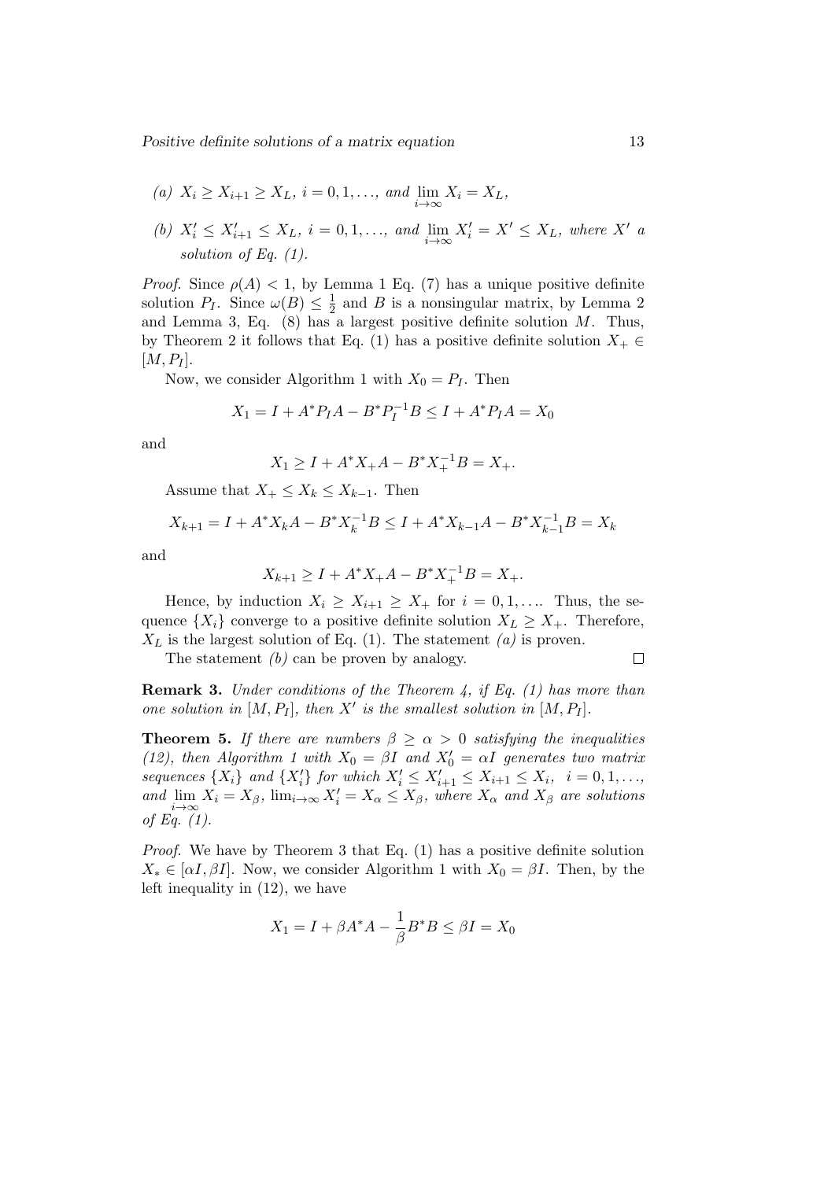(a) $X_i \geq X_{i+1} \geq X_L$, $i = 0, 1, \ldots$, and $\lim_{i\to\infty} X_i = X_L$,

(b) $X'_i \leq X'_{i+1} \leq X_L$, $i = 0, 1, \ldots$, and $\lim_{i\to\infty} X'_i = X' \leq X_L$, where $X'$ a solution of Eq. (1).

*Proof.* Since $\rho(A) < 1$, by Lemma 1 Eq. (7) has a unique positive definite solution $P_I$. Since $\omega(B) \leq \frac{1}{2}$ and $B$ is a nonsingular matrix, by Lemma 2 and Lemma 3, Eq. (8) has a largest positive definite solution $M$. Thus, by Theorem 2 it follows that Eq. (1) has a positive definite solution $X_+ \in [M, P_I]$.

Now, we consider Algorithm 1 with $X_0 = P_I$. Then

$$X_1 = I + A^* P_I A - B^* P_I^{-1} B \leq I + A^* P_I A = X_0$$

and

$$X_1 \geq I + A^* X_+ A - B^* X_+^{-1} B = X_+.$$

Assume that $X_+ \leq X_k \leq X_{k-1}$. Then

$$X_{k+1} = I + A^* X_k A - B^* X_k^{-1} B \leq I + A^* X_{k-1} A - B^* X_{k-1}^{-1} B = X_k$$

and

$$X_{k+1} \geq I + A^* X_+ A - B^* X_+^{-1} B = X_+.$$

Hence, by induction $X_i \geq X_{i+1} \geq X_+$ for $i = 0, 1, \ldots$. Thus, the sequence $\{X_i\}$ converge to a positive definite solution $X_L \geq X_+$. Therefore, $X_L$ is the largest solution of Eq. (1). The statement *(a)* is proven.

The statement *(b)* can be proven by analogy. $\square$

**Remark 3.** *Under conditions of the Theorem 4, if Eq. (1) has more than one solution in $[M, P_I]$, then $X'$ is the smallest solution in $[M, P_I]$.*

**Theorem 5.** *If there are numbers $\beta \geq \alpha > 0$ satisfying the inequalities (12), then Algorithm 1 with $X_0 = \beta I$ and $X'_0 = \alpha I$ generates two matrix sequences $\{X_i\}$ and $\{X'_i\}$ for which $X'_i \leq X'_{i+1} \leq X_{i+1} \leq X_i$, $i = 0, 1, \ldots$, and $\lim_{i\to\infty} X_i = X_\beta$, $\lim_{i\to\infty} X'_i = X_\alpha \leq X_\beta$, where $X_\alpha$ and $X_\beta$ are solutions of Eq. (1).*

*Proof.* We have by Theorem 3 that Eq. (1) has a positive definite solution $X_* \in [\alpha I, \beta I]$. Now, we consider Algorithm 1 with $X_0 = \beta I$. Then, by the left inequality in (12), we have

$$X_1 = I + \beta A^* A - \frac{1}{\beta} B^* B \leq \beta I = X_0$$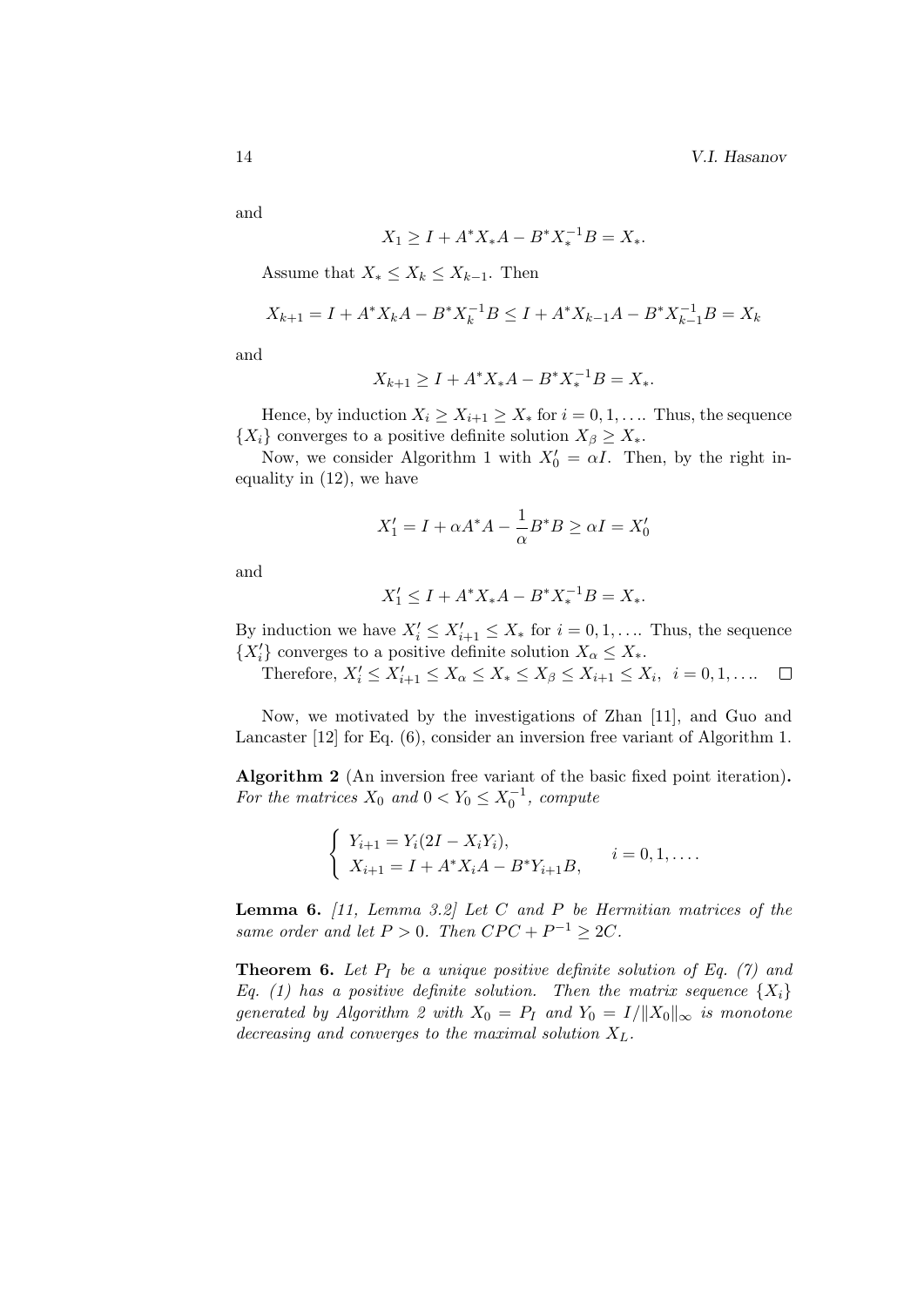and

$$X_1 \geq I + A^* X_* A - B^* X_*^{-1} B = X_*.$$

Assume that $X_* \leq X_k \leq X_{k-1}$. Then

$$X_{k+1} = I + A^* X_k A - B^* X_k^{-1} B \leq I + A^* X_{k-1} A - B^* X_{k-1}^{-1} B = X_k$$

and

$$X_{k+1} \geq I + A^* X_* A - B^* X_*^{-1} B = X_*.$$

Hence, by induction $X_i \geq X_{i+1} \geq X_*$ for $i = 0, 1, \ldots$. Thus, the sequence $\{X_i\}$ converges to a positive definite solution $X_\beta \geq X_*$.

Now, we consider Algorithm 1 with $X_0' = \alpha I$. Then, by the right inequality in (12), we have

$$X_1' = I + \alpha A^* A - \frac{1}{\alpha} B^* B \geq \alpha I = X_0'$$

and

$$X_1' \leq I + A^* X_* A - B^* X_*^{-1} B = X_*.$$

By induction we have $X_i' \leq X_{i+1}' \leq X_*$ for $i = 0, 1, \ldots$. Thus, the sequence $\{X_i'\}$ converges to a positive definite solution $X_\alpha \leq X_*$.

Therefore, $X_i' \leq X_{i+1}' \leq X_\alpha \leq X_* \leq X_\beta \leq X_{i+1} \leq X_i, \;\; i = 0, 1, \ldots$. □

Now, we motivated by the investigations of Zhan [11], and Guo and Lancaster [12] for Eq. (6), consider an inversion free variant of Algorithm 1.

**Algorithm 2** (An inversion free variant of the basic fixed point iteration)**.** *For the matrices $X_0$ and $0 < Y_0 \leq X_0^{-1}$, compute*

$$\begin{cases} Y_{i+1} = Y_i(2I - X_i Y_i), \\ X_{i+1} = I + A^* X_i A - B^* Y_{i+1} B, \end{cases} \qquad i = 0, 1, \ldots.$$

**Lemma 6.** *[11, Lemma 3.2] Let $C$ and $P$ be Hermitian matrices of the same order and let $P > 0$. Then $CPC + P^{-1} \geq 2C$.*

**Theorem 6.** *Let $P_I$ be a unique positive definite solution of Eq. (7) and Eq. (1) has a positive definite solution. Then the matrix sequence $\{X_i\}$ generated by Algorithm 2 with $X_0 = P_I$ and $Y_0 = I/\|X_0\|_\infty$ is monotone decreasing and converges to the maximal solution $X_L$.*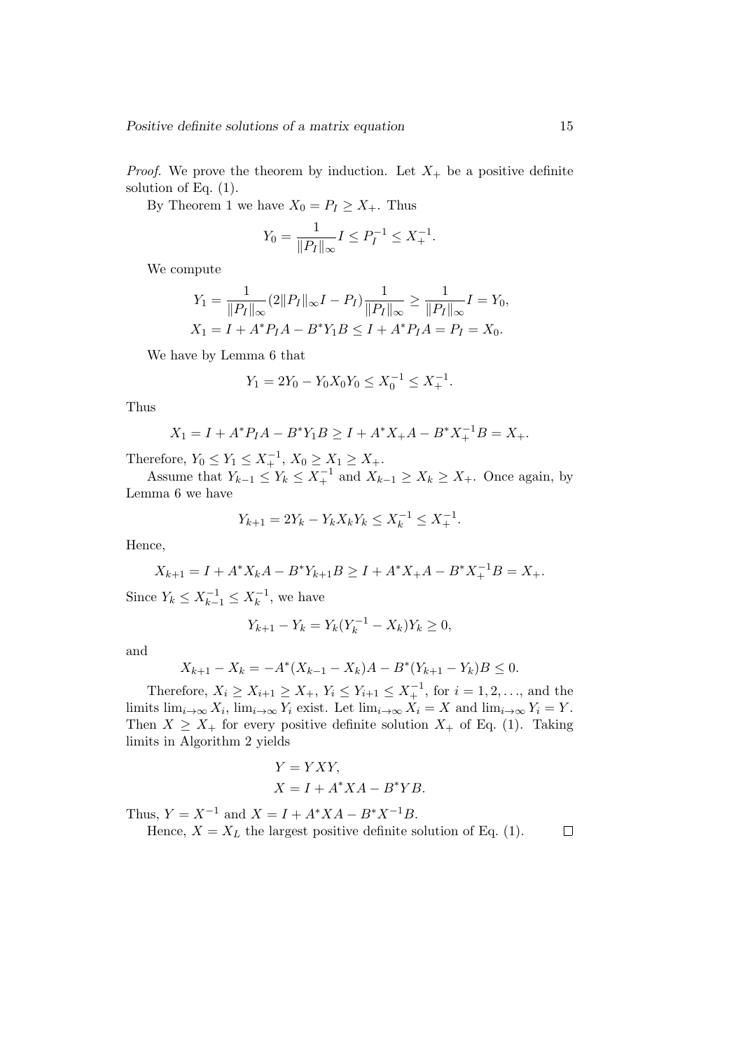*Proof.* We prove the theorem by induction. Let $X_+$ be a positive definite solution of Eq. (1).

By Theorem 1 we have $X_0 = P_I \geq X_+$. Thus

$$Y_0 = \frac{1}{\|P_I\|_\infty} I \leq P_I^{-1} \leq X_+^{-1}.$$

We compute

$$Y_1 = \frac{1}{\|P_I\|_\infty}(2\|P_I\|_\infty I - P_I)\frac{1}{\|P_I\|_\infty} \geq \frac{1}{\|P_I\|_\infty} I = Y_0,$$
$$X_1 = I + A^* P_I A - B^* Y_1 B \leq I + A^* P_I A = P_I = X_0.$$

We have by Lemma 6 that

$$Y_1 = 2Y_0 - Y_0 X_0 Y_0 \leq X_0^{-1} \leq X_+^{-1}.$$

Thus

$$X_1 = I + A^* P_I A - B^* Y_1 B \geq I + A^* X_+ A - B^* X_+^{-1} B = X_+.$$

Therefore, $Y_0 \leq Y_1 \leq X_+^{-1}$, $X_0 \geq X_1 \geq X_+$.

Assume that $Y_{k-1} \leq Y_k \leq X_+^{-1}$ and $X_{k-1} \geq X_k \geq X_+$. Once again, by Lemma 6 we have

$$Y_{k+1} = 2Y_k - Y_k X_k Y_k \leq X_k^{-1} \leq X_+^{-1}.$$

Hence,

$$X_{k+1} = I + A^* X_k A - B^* Y_{k+1} B \geq I + A^* X_+ A - B^* X_+^{-1} B = X_+.$$

Since $Y_k \leq X_{k-1}^{-1} \leq X_k^{-1}$, we have

$$Y_{k+1} - Y_k = Y_k(Y_k^{-1} - X_k)Y_k \geq 0,$$

and

$$X_{k+1} - X_k = -A^*(X_{k-1} - X_k)A - B^*(Y_{k+1} - Y_k)B \leq 0.$$

Therefore, $X_i \geq X_{i+1} \geq X_+$, $Y_i \leq Y_{i+1} \leq X_+^{-1}$, for $i = 1, 2, \ldots$, and the limits $\lim_{i\to\infty} X_i$, $\lim_{i\to\infty} Y_i$ exist. Let $\lim_{i\to\infty} X_i = X$ and $\lim_{i\to\infty} Y_i = Y$. Then $X \geq X_+$ for every positive definite solution $X_+$ of Eq. (1). Taking limits in Algorithm 2 yields

$$Y = YXY,$$
$$X = I + A^* X A - B^* Y B.$$

Thus, $Y = X^{-1}$ and $X = I + A^* X A - B^* X^{-1} B$.

Hence, $X = X_L$ the largest positive definite solution of Eq. (1). $\square$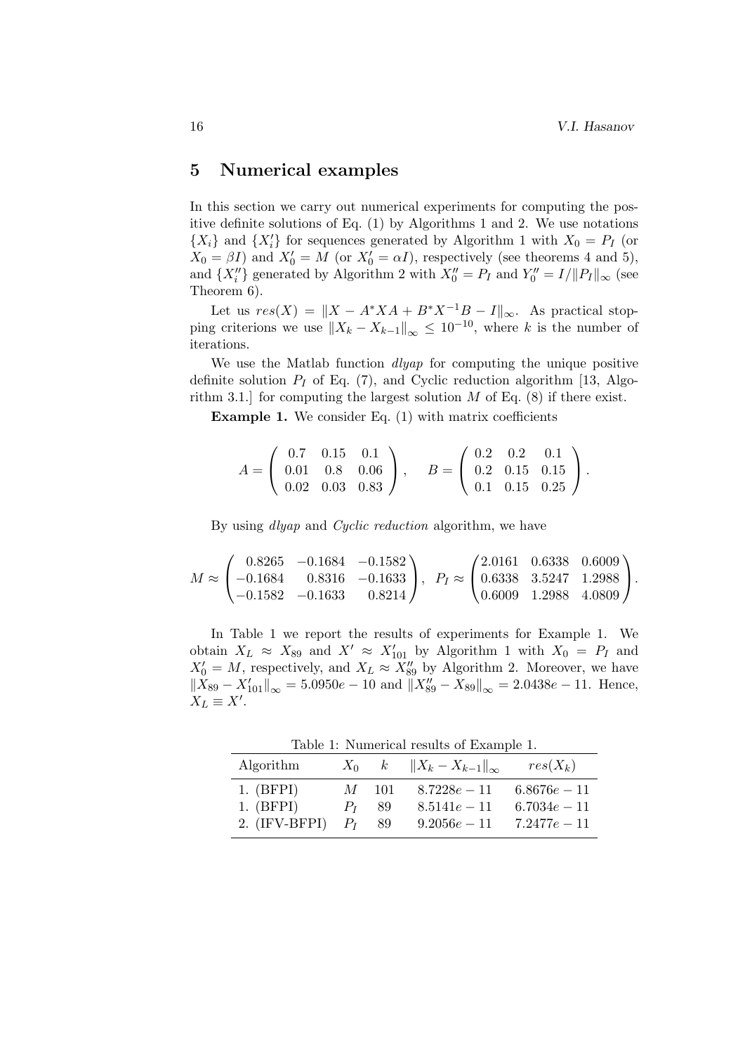## 5 Numerical examples

In this section we carry out numerical experiments for computing the positive definite solutions of Eq. (1) by Algorithms 1 and 2. We use notations $\{X_i\}$ and $\{X_i'\}$ for sequences generated by Algorithm 1 with $X_0 = P_I$ (or $X_0 = \beta I$) and $X_0' = M$ (or $X_0' = \alpha I$), respectively (see theorems 4 and 5), and $\{X_i''\}$ generated by Algorithm 2 with $X_0'' = P_I$ and $Y_0'' = I/\|P_I\|_\infty$ (see Theorem 6).

Let us $res(X) = \|X - A^*XA + B^*X^{-1}B - I\|_\infty$. As practical stopping criterions we use $\|X_k - X_{k-1}\|_\infty \leq 10^{-10}$, where $k$ is the number of iterations.

We use the Matlab function *dlyap* for computing the unique positive definite solution $P_I$ of Eq. (7), and Cyclic reduction algorithm [13, Algorithm 3.1.] for computing the largest solution $M$ of Eq. (8) if there exist.

**Example 1.** We consider Eq. (1) with matrix coefficients

$$A = \begin{pmatrix} 0.7 & 0.15 & 0.1 \\ 0.01 & 0.8 & 0.06 \\ 0.02 & 0.03 & 0.83 \end{pmatrix}, \quad B = \begin{pmatrix} 0.2 & 0.2 & 0.1 \\ 0.2 & 0.15 & 0.15 \\ 0.1 & 0.15 & 0.25 \end{pmatrix}.$$

By using *dlyap* and *Cyclic reduction* algorithm, we have

$$M \approx \begin{pmatrix} 0.8265 & -0.1684 & -0.1582 \\ -0.1684 & 0.8316 & -0.1633 \\ -0.1582 & -0.1633 & 0.8214 \end{pmatrix}, \quad P_I \approx \begin{pmatrix} 2.0161 & 0.6338 & 0.6009 \\ 0.6338 & 3.5247 & 1.2988 \\ 0.6009 & 1.2988 & 4.0809 \end{pmatrix}.$$

In Table 1 we report the results of experiments for Example 1. We obtain $X_L \approx X_{89}$ and $X' \approx X'_{101}$ by Algorithm 1 with $X_0 = P_I$ and $X_0' = M$, respectively, and $X_L \approx X''_{89}$ by Algorithm 2. Moreover, we have $\|X_{89} - X'_{101}\|_\infty = 5.0950e-10$ and $\|X''_{89} - X_{89}\|_\infty = 2.0438e-11$. Hence, $X_L \equiv X'$.

Table 1: Numerical results of Example 1.

| Algorithm | $X_0$ | $k$ | $\|X_k - X_{k-1}\|_\infty$ | $res(X_k)$ |
|---|---|---|---|---|
| 1. (BFPI) | $M$ | 101 | $8.7228e-11$ | $6.8676e-11$ |
| 1. (BFPI) | $P_I$ | 89 | $8.5141e-11$ | $6.7034e-11$ |
| 2. (IFV-BFPI) | $P_I$ | 89 | $9.2056e-11$ | $7.2477e-11$ |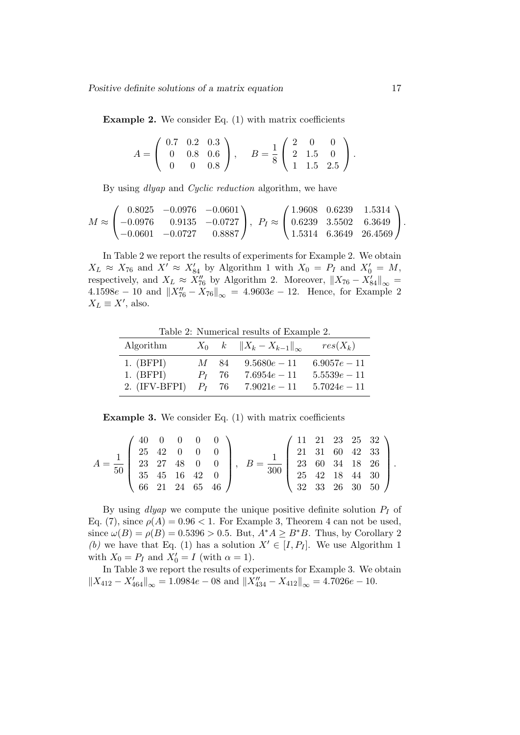**Example 2.** We consider Eq. (1) with matrix coefficients

$$A = \begin{pmatrix} 0.7 & 0.2 & 0.3 \\ 0 & 0.8 & 0.6 \\ 0 & 0 & 0.8 \end{pmatrix}, \quad B = \frac{1}{8}\begin{pmatrix} 2 & 0 & 0 \\ 2 & 1.5 & 0 \\ 1 & 1.5 & 2.5 \end{pmatrix}.$$

By using *dlyap* and *Cyclic reduction* algorithm, we have

$$M \approx \begin{pmatrix} 0.8025 & -0.0976 & -0.0601 \\ -0.0976 & 0.9135 & -0.0727 \\ -0.0601 & -0.0727 & 0.8887 \end{pmatrix}, \; P_I \approx \begin{pmatrix} 1.9608 & 0.6239 & 1.5314 \\ 0.6239 & 3.5502 & 6.3649 \\ 1.5314 & 6.3649 & 26.4569 \end{pmatrix}.$$

In Table 2 we report the results of experiments for Example 2. We obtain $X_L \approx X_{76}$ and $X' \approx X'_{84}$ by Algorithm 1 with $X_0 = P_I$ and $X'_0 = M$, respectively, and $X_L \approx X''_{76}$ by Algorithm 2. Moreover, $\|X_{76} - X'_{84}\|_\infty = 4.1598e-10$ and $\|X''_{76} - X_{76}\|_\infty = 4.9603e-12$. Hence, for Example 2 $X_L \equiv X'$, also.

Table 2: Numerical results of Example 2.

| Algorithm | $X_0$ | $k$ | $\|X_k - X_{k-1}\|_\infty$ | $res(X_k)$ |
|---|---|---|---|---|
| 1. (BFPI) | $M$ | 84 | $9.5680e-11$ | $6.9057e-11$ |
| 1. (BFPI) | $P_I$ | 76 | $7.6954e-11$ | $5.5539e-11$ |
| 2. (IFV-BFPI) | $P_I$ | 76 | $7.9021e-11$ | $5.7024e-11$ |

**Example 3.** We consider Eq. (1) with matrix coefficients

$$A = \frac{1}{50}\begin{pmatrix} 40 & 0 & 0 & 0 & 0 \\ 25 & 42 & 0 & 0 & 0 \\ 23 & 27 & 48 & 0 & 0 \\ 35 & 45 & 16 & 42 & 0 \\ 66 & 21 & 24 & 65 & 46 \end{pmatrix}, \quad B = \frac{1}{300}\begin{pmatrix} 11 & 21 & 23 & 25 & 32 \\ 21 & 31 & 60 & 42 & 33 \\ 23 & 60 & 34 & 18 & 26 \\ 25 & 42 & 18 & 44 & 30 \\ 32 & 33 & 26 & 30 & 50 \end{pmatrix}.$$

By using *dlyap* we compute the unique positive definite solution $P_I$ of Eq. (7), since $\rho(A) = 0.96 < 1$. For Example 3, Theorem 4 can not be used, since $\omega(B) = \rho(B) = 0.5396 > 0.5$. But, $A^*A \geq B^*B$. Thus, by Corollary 2 *(b)* we have that Eq. (1) has a solution $X' \in [I, P_I]$. We use Algorithm 1 with $X_0 = P_I$ and $X'_0 = I$ (with $\alpha = 1$).

In Table 3 we report the results of experiments for Example 3. We obtain $\|X_{412} - X'_{464}\|_\infty = 1.0984e-08$ and $\|X''_{434} - X_{412}\|_\infty = 4.7026e-10$.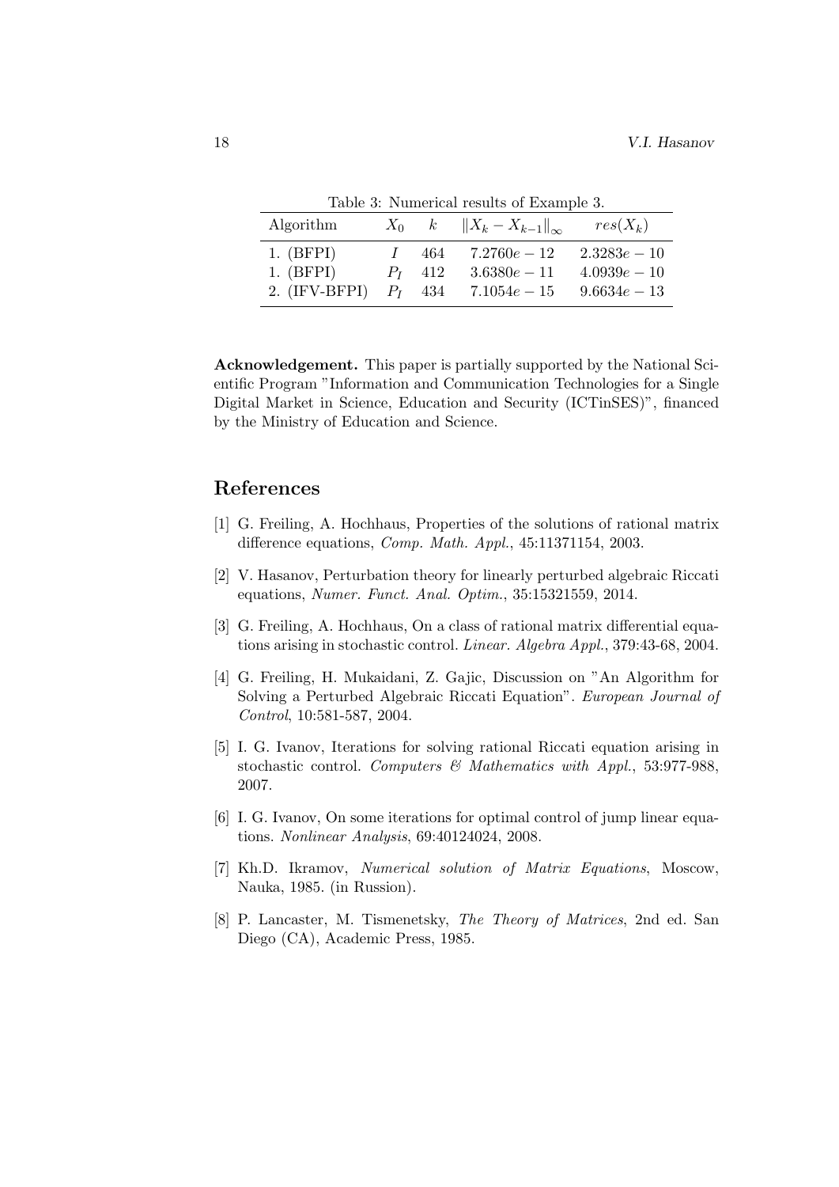Table 3: Numerical results of Example 3.

| Algorithm | $X_0$ | $k$ | $\|X_k - X_{k-1}\|_\infty$ | $res(X_k)$ |
|---|---|---|---|---|
| 1. (BFPI) | $I$ | 464 | $7.2760e-12$ | $2.3283e-10$ |
| 1. (BFPI) | $P_I$ | 412 | $3.6380e-11$ | $4.0939e-10$ |
| 2. (IFV-BFPI) | $P_I$ | 434 | $7.1054e-15$ | $9.6634e-13$ |

**Acknowledgement.** This paper is partially supported by the National Scientific Program "Information and Communication Technologies for a Single Digital Market in Science, Education and Security (ICTinSES)", financed by the Ministry of Education and Science.

## References

[1] G. Freiling, A. Hochhaus, Properties of the solutions of rational matrix difference equations, *Comp. Math. Appl.*, 45:11371154, 2003.

[2] V. Hasanov, Perturbation theory for linearly perturbed algebraic Riccati equations, *Numer. Funct. Anal. Optim.*, 35:15321559, 2014.

[3] G. Freiling, A. Hochhaus, On a class of rational matrix differential equations arising in stochastic control. *Linear. Algebra Appl.*, 379:43-68, 2004.

[4] G. Freiling, H. Mukaidani, Z. Gajic, Discussion on "An Algorithm for Solving a Perturbed Algebraic Riccati Equation". *European Journal of Control*, 10:581-587, 2004.

[5] I. G. Ivanov, Iterations for solving rational Riccati equation arising in stochastic control. *Computers & Mathematics with Appl.*, 53:977-988, 2007.

[6] I. G. Ivanov, On some iterations for optimal control of jump linear equations. *Nonlinear Analysis*, 69:40124024, 2008.

[7] Kh.D. Ikramov, *Numerical solution of Matrix Equations*, Moscow, Nauka, 1985. (in Russion).

[8] P. Lancaster, M. Tismenetsky, *The Theory of Matrices*, 2nd ed. San Diego (CA), Academic Press, 1985.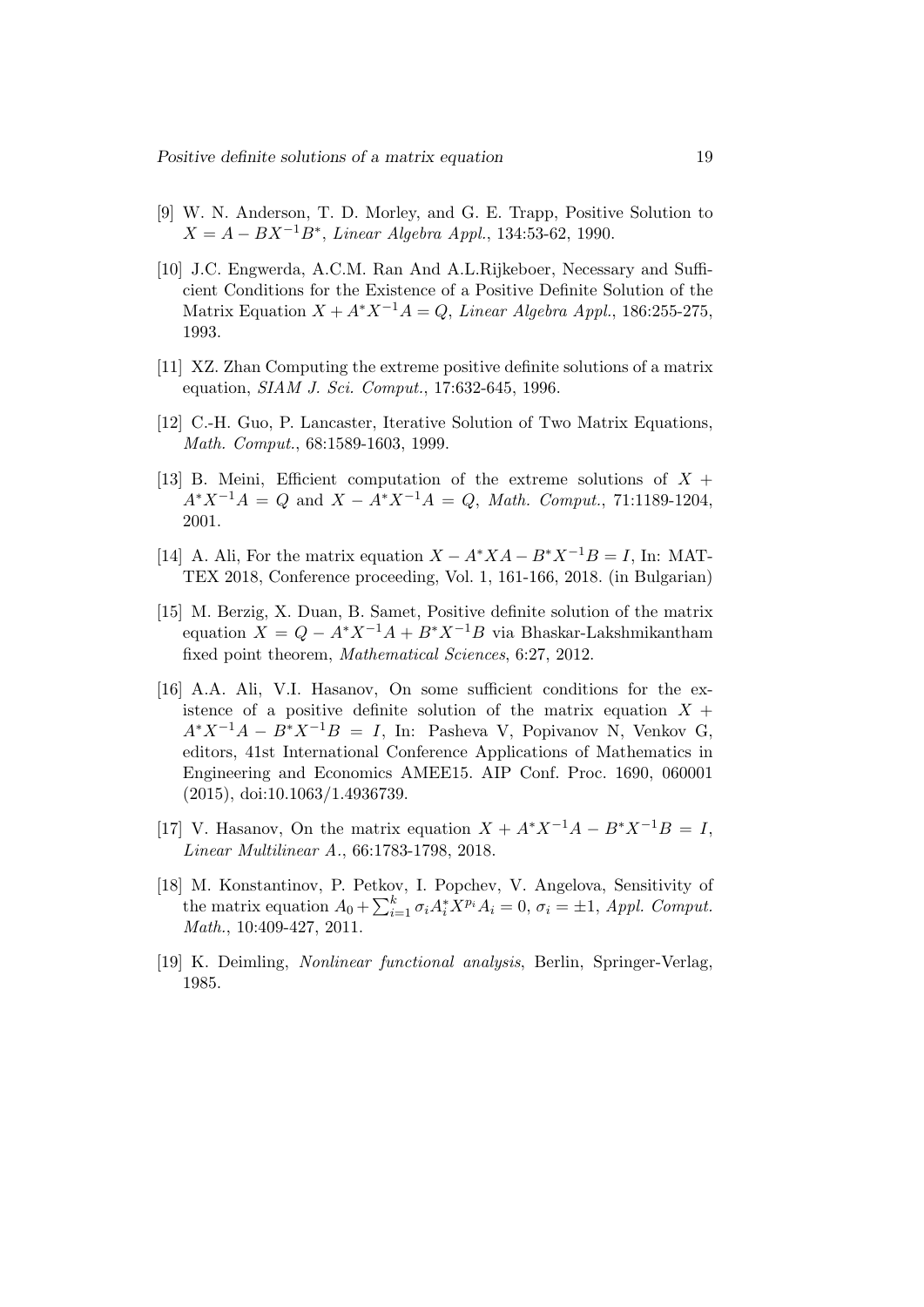[9] W. N. Anderson, T. D. Morley, and G. E. Trapp, Positive Solution to $X = A - BX^{-1}B^*$, *Linear Algebra Appl.*, 134:53-62, 1990.

[10] J.C. Engwerda, A.C.M. Ran And A.L.Rijkeboer, Necessary and Sufficient Conditions for the Existence of a Positive Definite Solution of the Matrix Equation $X + A^*X^{-1}A = Q$, *Linear Algebra Appl.*, 186:255-275, 1993.

[11] XZ. Zhan Computing the extreme positive definite solutions of a matrix equation, *SIAM J. Sci. Comput.*, 17:632-645, 1996.

[12] C.-H. Guo, P. Lancaster, Iterative Solution of Two Matrix Equations, *Math. Comput.*, 68:1589-1603, 1999.

[13] B. Meini, Efficient computation of the extreme solutions of $X + A^*X^{-1}A = Q$ and $X - A^*X^{-1}A = Q$, *Math. Comput.*, 71:1189-1204, 2001.

[14] A. Ali, For the matrix equation $X - A^*XA - B^*X^{-1}B = I$, In: MATTEX 2018, Conference proceeding, Vol. 1, 161-166, 2018. (in Bulgarian)

[15] M. Berzig, X. Duan, B. Samet, Positive definite solution of the matrix equation $X = Q - A^*X^{-1}A + B^*X^{-1}B$ via Bhaskar-Lakshmikantham fixed point theorem, *Mathematical Sciences*, 6:27, 2012.

[16] A.A. Ali, V.I. Hasanov, On some sufficient conditions for the existence of a positive definite solution of the matrix equation $X + A^*X^{-1}A - B^*X^{-1}B = I$, In: Pasheva V, Popivanov N, Venkov G, editors, 41st International Conference Applications of Mathematics in Engineering and Economics AMEE15. AIP Conf. Proc. 1690, 060001 (2015), doi:10.1063/1.4936739.

[17] V. Hasanov, On the matrix equation $X + A^*X^{-1}A - B^*X^{-1}B = I$, *Linear Multilinear A.*, 66:1783-1798, 2018.

[18] M. Konstantinov, P. Petkov, I. Popchev, V. Angelova, Sensitivity of the matrix equation $A_0 + \sum_{i=1}^{k} \sigma_i A_i^* X^{p_i} A_i = 0$, $\sigma_i = \pm 1$, *Appl. Comput. Math.*, 10:409-427, 2011.

[19] K. Deimling, *Nonlinear functional analysis*, Berlin, Springer-Verlag, 1985.